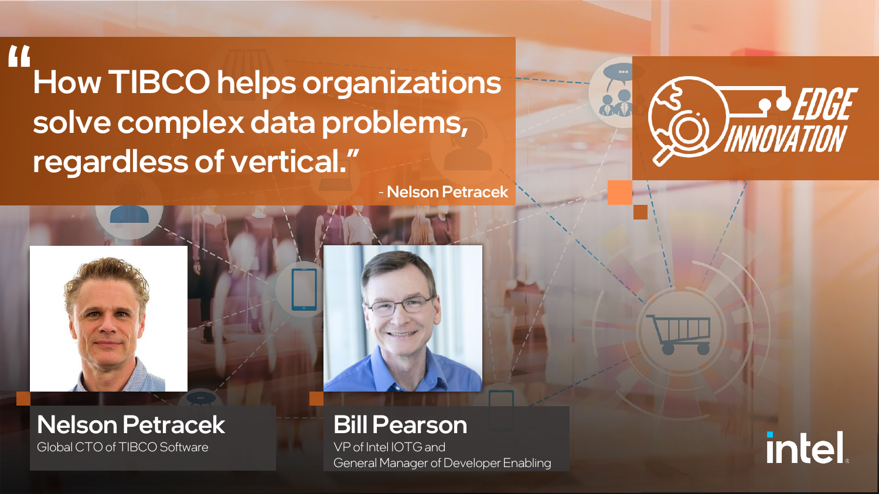# "How TIBCO helps organizations solve complex data problems, regardless of vertical."

\- Nelson Petracek

EDGE INNOVATION

**Nelson Petracek**
Global CTO of TIBCO Software

**Bill Pearson**
VP of Intel IOTG and
General Manager of Developer Enabling

intel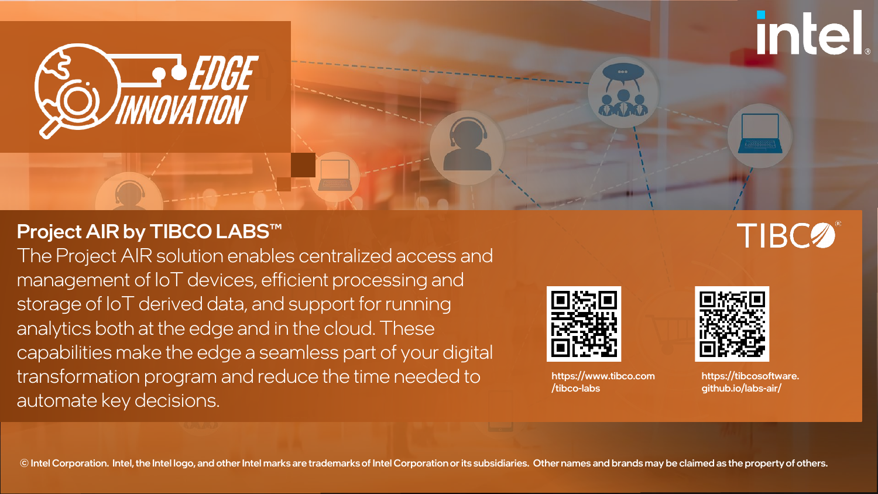# EDGE INNOVATION

## Project AIR by TIBCO LABS™

The Project AIR solution enables centralized access and management of IoT devices, efficient processing and storage of IoT derived data, and support for running analytics both at the edge and in the cloud. These capabilities make the edge a seamless part of your digital transformation program and reduce the time needed to automate key decisions.

https://www.tibco.com/tibco-labs

https://tibcosoftware.github.io/labs-air/

© Intel Corporation. Intel, the Intel logo, and other Intel marks are trademarks of Intel Corporation or its subsidiaries. Other names and brands may be claimed as the property of others.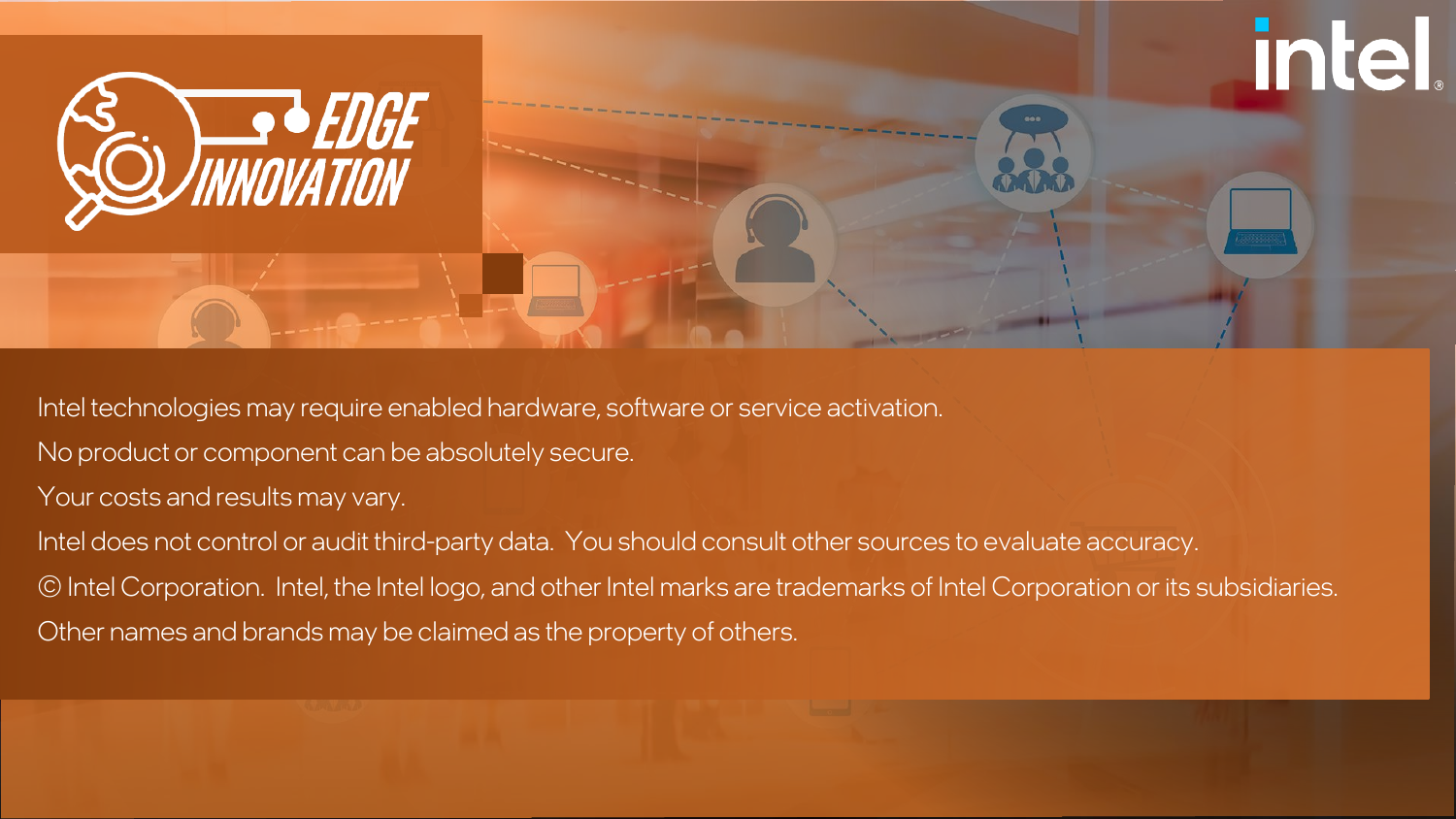EDGE INNOVATION

intel.

Intel technologies may require enabled hardware, software or service activation.

No product or component can be absolutely secure.

Your costs and results may vary.

Intel does not control or audit third-party data. You should consult other sources to evaluate accuracy.

© Intel Corporation. Intel, the Intel logo, and other Intel marks are trademarks of Intel Corporation or its subsidiaries.

Other names and brands may be claimed as the property of others.